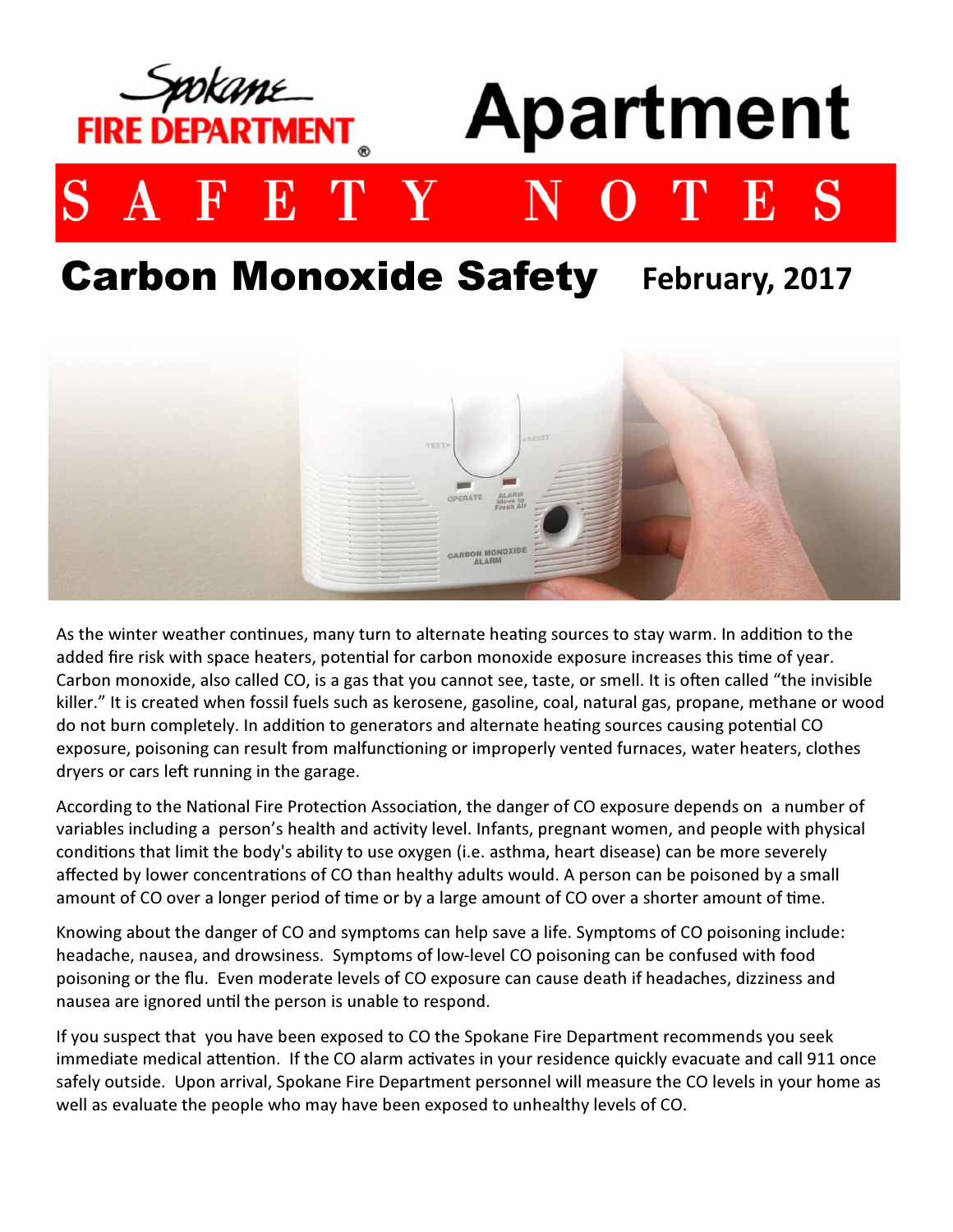Spokane FIRE DEPARTMENT

# Apartment SAFETY NOTES

## Carbon Monoxide Safety

**February, 2017**

As the winter weather continues, many turn to alternate heating sources to stay warm. In addition to the added fire risk with space heaters, potential for carbon monoxide exposure increases this time of year. Carbon monoxide, also called CO, is a gas that you cannot see, taste, or smell. It is often called "the invisible killer." It is created when fossil fuels such as kerosene, gasoline, coal, natural gas, propane, methane or wood do not burn completely. In addition to generators and alternate heating sources causing potential CO exposure, poisoning can result from malfunctioning or improperly vented furnaces, water heaters, clothes dryers or cars left running in the garage.

According to the National Fire Protection Association, the danger of CO exposure depends on a number of variables including a person's health and activity level. Infants, pregnant women, and people with physical conditions that limit the body's ability to use oxygen (i.e. asthma, heart disease) can be more severely affected by lower concentrations of CO than healthy adults would. A person can be poisoned by a small amount of CO over a longer period of time or by a large amount of CO over a shorter amount of time.

Knowing about the danger of CO and symptoms can help save a life. Symptoms of CO poisoning include: headache, nausea, and drowsiness. Symptoms of low-level CO poisoning can be confused with food poisoning or the flu. Even moderate levels of CO exposure can cause death if headaches, dizziness and nausea are ignored until the person is unable to respond.

If you suspect that you have been exposed to CO the Spokane Fire Department recommends you seek immediate medical attention. If the CO alarm activates in your residence quickly evacuate and call 911 once safely outside. Upon arrival, Spokane Fire Department personnel will measure the CO levels in your home as well as evaluate the people who may have been exposed to unhealthy levels of CO.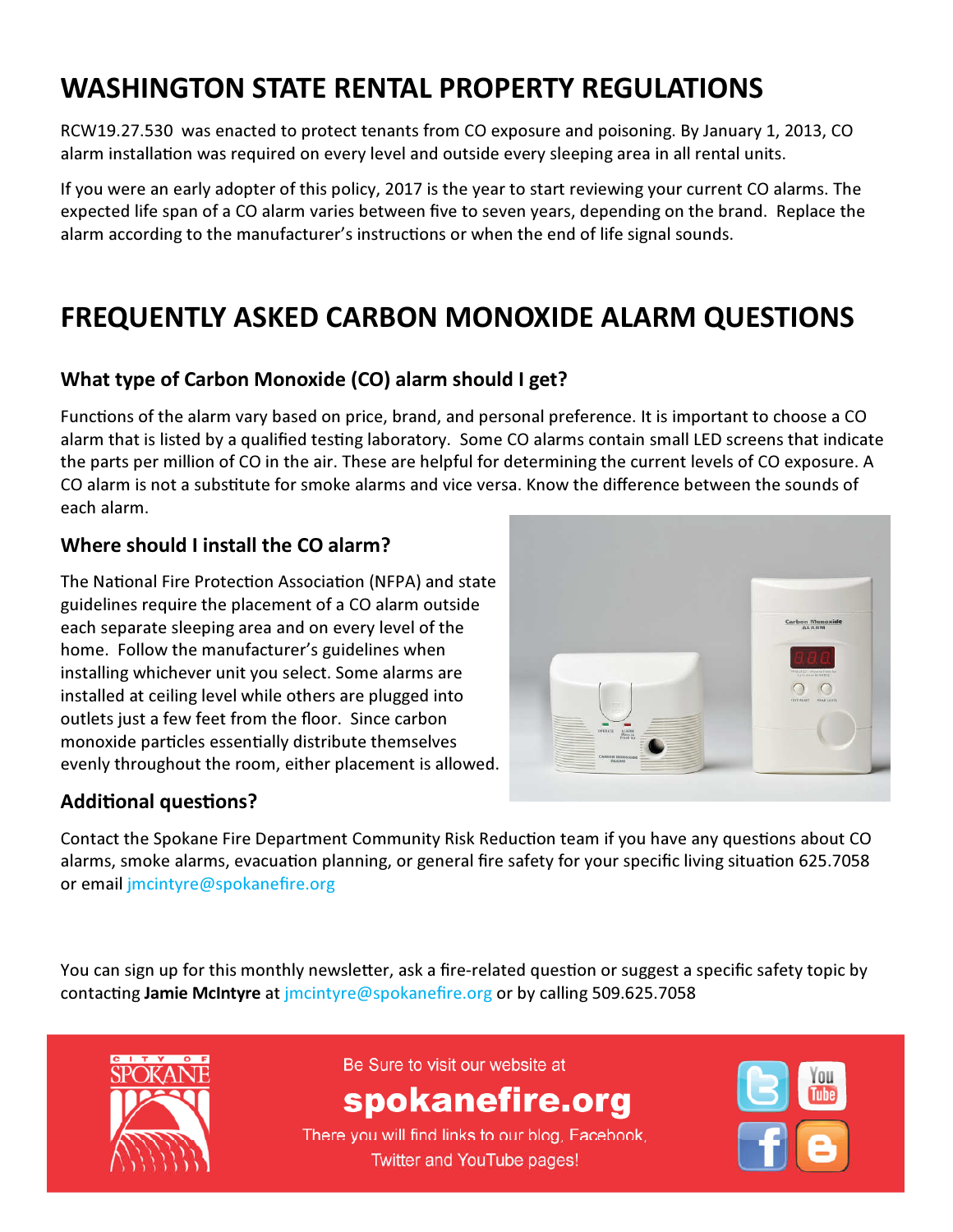# WASHINGTON STATE RENTAL PROPERTY REGULATIONS

RCW19.27.530 was enacted to protect tenants from CO exposure and poisoning. By January 1, 2013, CO alarm installation was required on every level and outside every sleeping area in all rental units.

If you were an early adopter of this policy, 2017 is the year to start reviewing your current CO alarms. The expected life span of a CO alarm varies between five to seven years, depending on the brand. Replace the alarm according to the manufacturer's instructions or when the end of life signal sounds.

# FREQUENTLY ASKED CARBON MONOXIDE ALARM QUESTIONS

### What type of Carbon Monoxide (CO) alarm should I get?

Functions of the alarm vary based on price, brand, and personal preference. It is important to choose a CO alarm that is listed by a qualified testing laboratory. Some CO alarms contain small LED screens that indicate the parts per million of CO in the air. These are helpful for determining the current levels of CO exposure. A CO alarm is not a substitute for smoke alarms and vice versa. Know the difference between the sounds of each alarm.

### Where should I install the CO alarm?

The National Fire Protection Association (NFPA) and state guidelines require the placement of a CO alarm outside each separate sleeping area and on every level of the home. Follow the manufacturer's guidelines when installing whichever unit you select. Some alarms are installed at ceiling level while others are plugged into outlets just a few feet from the floor. Since carbon monoxide particles essentially distribute themselves evenly throughout the room, either placement is allowed.

### Additional questions?

Contact the Spokane Fire Department Community Risk Reduction team if you have any questions about CO alarms, smoke alarms, evacuation planning, or general fire safety for your specific living situation 625.7058 or email jmcintyre@spokanefire.org

You can sign up for this monthly newsletter, ask a fire-related question or suggest a specific safety topic by contacting **Jamie McIntyre** at jmcintyre@spokanefire.org or by calling 509.625.7058

Be Sure to visit our website at

**spokanefire.org**

There you will find links to our blog, Facebook, Twitter and YouTube pages!